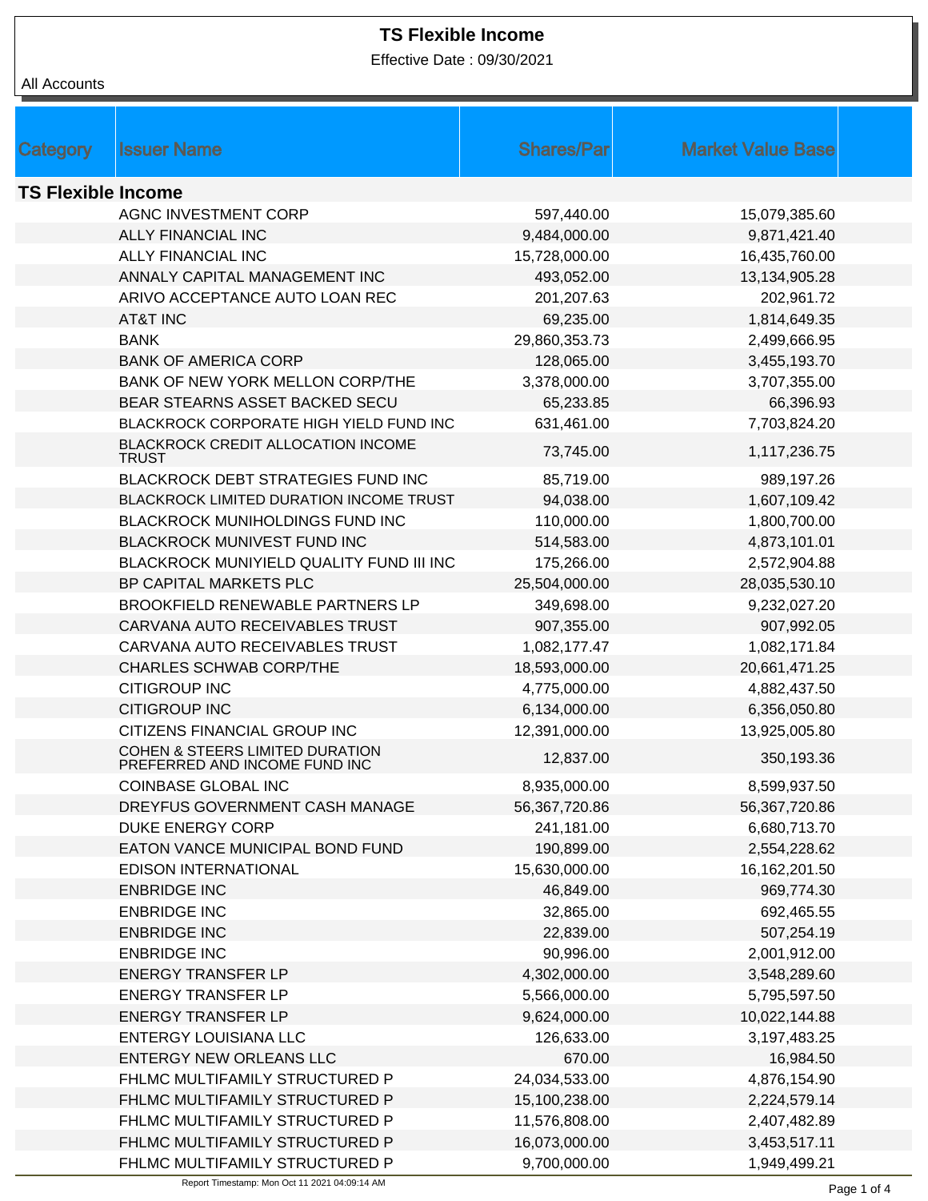# TS Flexible Income

Effective Date : 09/30/2021

All Accounts

| Category | Issuer Name | Shares/Par | Market Value Base |
|---|---|---|---|
| **TS Flexible Income** | | | |
| | AGNC INVESTMENT CORP | 597,440.00 | 15,079,385.60 |
| | ALLY FINANCIAL INC | 9,484,000.00 | 9,871,421.40 |
| | ALLY FINANCIAL INC | 15,728,000.00 | 16,435,760.00 |
| | ANNALY CAPITAL MANAGEMENT INC | 493,052.00 | 13,134,905.28 |
| | ARIVO ACCEPTANCE AUTO LOAN REC | 201,207.63 | 202,961.72 |
| | AT&T INC | 69,235.00 | 1,814,649.35 |
| | BANK | 29,860,353.73 | 2,499,666.95 |
| | BANK OF AMERICA CORP | 128,065.00 | 3,455,193.70 |
| | BANK OF NEW YORK MELLON CORP/THE | 3,378,000.00 | 3,707,355.00 |
| | BEAR STEARNS ASSET BACKED SECU | 65,233.85 | 66,396.93 |
| | BLACKROCK CORPORATE HIGH YIELD FUND INC | 631,461.00 | 7,703,824.20 |
| | BLACKROCK CREDIT ALLOCATION INCOME TRUST | 73,745.00 | 1,117,236.75 |
| | BLACKROCK DEBT STRATEGIES FUND INC | 85,719.00 | 989,197.26 |
| | BLACKROCK LIMITED DURATION INCOME TRUST | 94,038.00 | 1,607,109.42 |
| | BLACKROCK MUNIHOLDINGS FUND INC | 110,000.00 | 1,800,700.00 |
| | BLACKROCK MUNIVEST FUND INC | 514,583.00 | 4,873,101.01 |
| | BLACKROCK MUNIYIELD QUALITY FUND III INC | 175,266.00 | 2,572,904.88 |
| | BP CAPITAL MARKETS PLC | 25,504,000.00 | 28,035,530.10 |
| | BROOKFIELD RENEWABLE PARTNERS LP | 349,698.00 | 9,232,027.20 |
| | CARVANA AUTO RECEIVABLES TRUST | 907,355.00 | 907,992.05 |
| | CARVANA AUTO RECEIVABLES TRUST | 1,082,177.47 | 1,082,171.84 |
| | CHARLES SCHWAB CORP/THE | 18,593,000.00 | 20,661,471.25 |
| | CITIGROUP INC | 4,775,000.00 | 4,882,437.50 |
| | CITIGROUP INC | 6,134,000.00 | 6,356,050.80 |
| | CITIZENS FINANCIAL GROUP INC | 12,391,000.00 | 13,925,005.80 |
| | COHEN & STEERS LIMITED DURATION PREFERRED AND INCOME FUND INC | 12,837.00 | 350,193.36 |
| | COINBASE GLOBAL INC | 8,935,000.00 | 8,599,937.50 |
| | DREYFUS GOVERNMENT CASH MANAGE | 56,367,720.86 | 56,367,720.86 |
| | DUKE ENERGY CORP | 241,181.00 | 6,680,713.70 |
| | EATON VANCE MUNICIPAL BOND FUND | 190,899.00 | 2,554,228.62 |
| | EDISON INTERNATIONAL | 15,630,000.00 | 16,162,201.50 |
| | ENBRIDGE INC | 46,849.00 | 969,774.30 |
| | ENBRIDGE INC | 32,865.00 | 692,465.55 |
| | ENBRIDGE INC | 22,839.00 | 507,254.19 |
| | ENBRIDGE INC | 90,996.00 | 2,001,912.00 |
| | ENERGY TRANSFER LP | 4,302,000.00 | 3,548,289.60 |
| | ENERGY TRANSFER LP | 5,566,000.00 | 5,795,597.50 |
| | ENERGY TRANSFER LP | 9,624,000.00 | 10,022,144.88 |
| | ENTERGY LOUISIANA LLC | 126,633.00 | 3,197,483.25 |
| | ENTERGY NEW ORLEANS LLC | 670.00 | 16,984.50 |
| | FHLMC MULTIFAMILY STRUCTURED P | 24,034,533.00 | 4,876,154.90 |
| | FHLMC MULTIFAMILY STRUCTURED P | 15,100,238.00 | 2,224,579.14 |
| | FHLMC MULTIFAMILY STRUCTURED P | 11,576,808.00 | 2,407,482.89 |
| | FHLMC MULTIFAMILY STRUCTURED P | 16,073,000.00 | 3,453,517.11 |
| | FHLMC MULTIFAMILY STRUCTURED P | 9,700,000.00 | 1,949,499.21 |

Report Timestamp: Mon Oct 11 2021 04:09:14 AM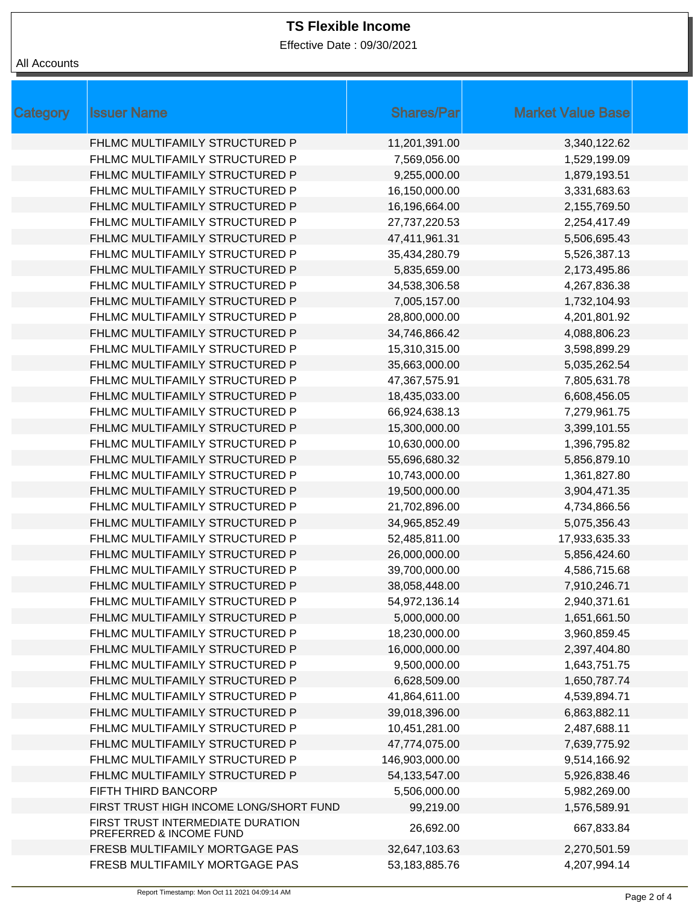# TS Flexible Income

Effective Date : 09/30/2021

All Accounts

| Category | Issuer Name | Shares/Par | Market Value Base |
|---|---|---|---|
| | FHLMC MULTIFAMILY STRUCTURED P | 11,201,391.00 | 3,340,122.62 |
| | FHLMC MULTIFAMILY STRUCTURED P | 7,569,056.00 | 1,529,199.09 |
| | FHLMC MULTIFAMILY STRUCTURED P | 9,255,000.00 | 1,879,193.51 |
| | FHLMC MULTIFAMILY STRUCTURED P | 16,150,000.00 | 3,331,683.63 |
| | FHLMC MULTIFAMILY STRUCTURED P | 16,196,664.00 | 2,155,769.50 |
| | FHLMC MULTIFAMILY STRUCTURED P | 27,737,220.53 | 2,254,417.49 |
| | FHLMC MULTIFAMILY STRUCTURED P | 47,411,961.31 | 5,506,695.43 |
| | FHLMC MULTIFAMILY STRUCTURED P | 35,434,280.79 | 5,526,387.13 |
| | FHLMC MULTIFAMILY STRUCTURED P | 5,835,659.00 | 2,173,495.86 |
| | FHLMC MULTIFAMILY STRUCTURED P | 34,538,306.58 | 4,267,836.38 |
| | FHLMC MULTIFAMILY STRUCTURED P | 7,005,157.00 | 1,732,104.93 |
| | FHLMC MULTIFAMILY STRUCTURED P | 28,800,000.00 | 4,201,801.92 |
| | FHLMC MULTIFAMILY STRUCTURED P | 34,746,866.42 | 4,088,806.23 |
| | FHLMC MULTIFAMILY STRUCTURED P | 15,310,315.00 | 3,598,899.29 |
| | FHLMC MULTIFAMILY STRUCTURED P | 35,663,000.00 | 5,035,262.54 |
| | FHLMC MULTIFAMILY STRUCTURED P | 47,367,575.91 | 7,805,631.78 |
| | FHLMC MULTIFAMILY STRUCTURED P | 18,435,033.00 | 6,608,456.05 |
| | FHLMC MULTIFAMILY STRUCTURED P | 66,924,638.13 | 7,279,961.75 |
| | FHLMC MULTIFAMILY STRUCTURED P | 15,300,000.00 | 3,399,101.55 |
| | FHLMC MULTIFAMILY STRUCTURED P | 10,630,000.00 | 1,396,795.82 |
| | FHLMC MULTIFAMILY STRUCTURED P | 55,696,680.32 | 5,856,879.10 |
| | FHLMC MULTIFAMILY STRUCTURED P | 10,743,000.00 | 1,361,827.80 |
| | FHLMC MULTIFAMILY STRUCTURED P | 19,500,000.00 | 3,904,471.35 |
| | FHLMC MULTIFAMILY STRUCTURED P | 21,702,896.00 | 4,734,866.56 |
| | FHLMC MULTIFAMILY STRUCTURED P | 34,965,852.49 | 5,075,356.43 |
| | FHLMC MULTIFAMILY STRUCTURED P | 52,485,811.00 | 17,933,635.33 |
| | FHLMC MULTIFAMILY STRUCTURED P | 26,000,000.00 | 5,856,424.60 |
| | FHLMC MULTIFAMILY STRUCTURED P | 39,700,000.00 | 4,586,715.68 |
| | FHLMC MULTIFAMILY STRUCTURED P | 38,058,448.00 | 7,910,246.71 |
| | FHLMC MULTIFAMILY STRUCTURED P | 54,972,136.14 | 2,940,371.61 |
| | FHLMC MULTIFAMILY STRUCTURED P | 5,000,000.00 | 1,651,661.50 |
| | FHLMC MULTIFAMILY STRUCTURED P | 18,230,000.00 | 3,960,859.45 |
| | FHLMC MULTIFAMILY STRUCTURED P | 16,000,000.00 | 2,397,404.80 |
| | FHLMC MULTIFAMILY STRUCTURED P | 9,500,000.00 | 1,643,751.75 |
| | FHLMC MULTIFAMILY STRUCTURED P | 6,628,509.00 | 1,650,787.74 |
| | FHLMC MULTIFAMILY STRUCTURED P | 41,864,611.00 | 4,539,894.71 |
| | FHLMC MULTIFAMILY STRUCTURED P | 39,018,396.00 | 6,863,882.11 |
| | FHLMC MULTIFAMILY STRUCTURED P | 10,451,281.00 | 2,487,688.11 |
| | FHLMC MULTIFAMILY STRUCTURED P | 47,774,075.00 | 7,639,775.92 |
| | FHLMC MULTIFAMILY STRUCTURED P | 146,903,000.00 | 9,514,166.92 |
| | FHLMC MULTIFAMILY STRUCTURED P | 54,133,547.00 | 5,926,838.46 |
| | FIFTH THIRD BANCORP | 5,506,000.00 | 5,982,269.00 |
| | FIRST TRUST HIGH INCOME LONG/SHORT FUND | 99,219.00 | 1,576,589.91 |
| | FIRST TRUST INTERMEDIATE DURATION PREFERRED & INCOME FUND | 26,692.00 | 667,833.84 |
| | FRESB MULTIFAMILY MORTGAGE PAS | 32,647,103.63 | 2,270,501.59 |
| | FRESB MULTIFAMILY MORTGAGE PAS | 53,183,885.76 | 4,207,994.14 |

Report Timestamp: Mon Oct 11 2021 04:09:14 AM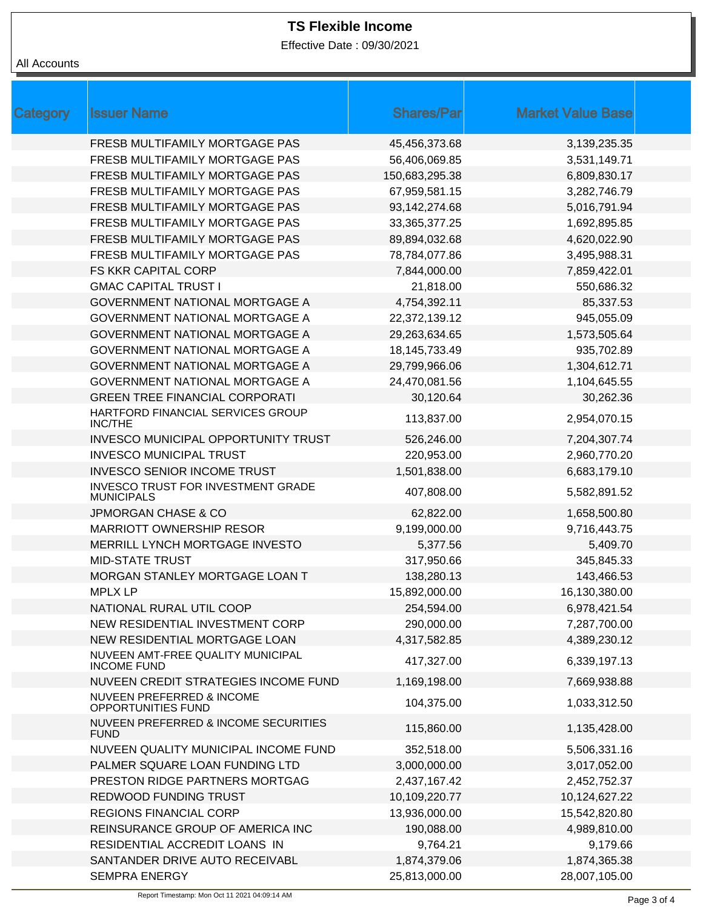# TS Flexible Income

Effective Date : 09/30/2021

All Accounts

| Category | Issuer Name | Shares/Par | Market Value Base |
|---|---|---|---|
| | FRESB MULTIFAMILY MORTGAGE PAS | 45,456,373.68 | 3,139,235.35 |
| | FRESB MULTIFAMILY MORTGAGE PAS | 56,406,069.85 | 3,531,149.71 |
| | FRESB MULTIFAMILY MORTGAGE PAS | 150,683,295.38 | 6,809,830.17 |
| | FRESB MULTIFAMILY MORTGAGE PAS | 67,959,581.15 | 3,282,746.79 |
| | FRESB MULTIFAMILY MORTGAGE PAS | 93,142,274.68 | 5,016,791.94 |
| | FRESB MULTIFAMILY MORTGAGE PAS | 33,365,377.25 | 1,692,895.85 |
| | FRESB MULTIFAMILY MORTGAGE PAS | 89,894,032.68 | 4,620,022.90 |
| | FRESB MULTIFAMILY MORTGAGE PAS | 78,784,077.86 | 3,495,988.31 |
| | FS KKR CAPITAL CORP | 7,844,000.00 | 7,859,422.01 |
| | GMAC CAPITAL TRUST I | 21,818.00 | 550,686.32 |
| | GOVERNMENT NATIONAL MORTGAGE A | 4,754,392.11 | 85,337.53 |
| | GOVERNMENT NATIONAL MORTGAGE A | 22,372,139.12 | 945,055.09 |
| | GOVERNMENT NATIONAL MORTGAGE A | 29,263,634.65 | 1,573,505.64 |
| | GOVERNMENT NATIONAL MORTGAGE A | 18,145,733.49 | 935,702.89 |
| | GOVERNMENT NATIONAL MORTGAGE A | 29,799,966.06 | 1,304,612.71 |
| | GOVERNMENT NATIONAL MORTGAGE A | 24,470,081.56 | 1,104,645.55 |
| | GREEN TREE FINANCIAL CORPORATI | 30,120.64 | 30,262.36 |
| | HARTFORD FINANCIAL SERVICES GROUP INC/THE | 113,837.00 | 2,954,070.15 |
| | INVESCO MUNICIPAL OPPORTUNITY TRUST | 526,246.00 | 7,204,307.74 |
| | INVESCO MUNICIPAL TRUST | 220,953.00 | 2,960,770.20 |
| | INVESCO SENIOR INCOME TRUST | 1,501,838.00 | 6,683,179.10 |
| | INVESCO TRUST FOR INVESTMENT GRADE MUNICIPALS | 407,808.00 | 5,582,891.52 |
| | JPMORGAN CHASE & CO | 62,822.00 | 1,658,500.80 |
| | MARRIOTT OWNERSHIP RESOR | 9,199,000.00 | 9,716,443.75 |
| | MERRILL LYNCH MORTGAGE INVESTO | 5,377.56 | 5,409.70 |
| | MID-STATE TRUST | 317,950.66 | 345,845.33 |
| | MORGAN STANLEY MORTGAGE LOAN T | 138,280.13 | 143,466.53 |
| | MPLX LP | 15,892,000.00 | 16,130,380.00 |
| | NATIONAL RURAL UTIL COOP | 254,594.00 | 6,978,421.54 |
| | NEW RESIDENTIAL INVESTMENT CORP | 290,000.00 | 7,287,700.00 |
| | NEW RESIDENTIAL MORTGAGE LOAN | 4,317,582.85 | 4,389,230.12 |
| | NUVEEN AMT-FREE QUALITY MUNICIPAL INCOME FUND | 417,327.00 | 6,339,197.13 |
| | NUVEEN CREDIT STRATEGIES INCOME FUND | 1,169,198.00 | 7,669,938.88 |
| | NUVEEN PREFERRED & INCOME OPPORTUNITIES FUND | 104,375.00 | 1,033,312.50 |
| | NUVEEN PREFERRED & INCOME SECURITIES FUND | 115,860.00 | 1,135,428.00 |
| | NUVEEN QUALITY MUNICIPAL INCOME FUND | 352,518.00 | 5,506,331.16 |
| | PALMER SQUARE LOAN FUNDING LTD | 3,000,000.00 | 3,017,052.00 |
| | PRESTON RIDGE PARTNERS MORTGAG | 2,437,167.42 | 2,452,752.37 |
| | REDWOOD FUNDING TRUST | 10,109,220.77 | 10,124,627.22 |
| | REGIONS FINANCIAL CORP | 13,936,000.00 | 15,542,820.80 |
| | REINSURANCE GROUP OF AMERICA INC | 190,088.00 | 4,989,810.00 |
| | RESIDENTIAL ACCREDIT LOANS IN | 9,764.21 | 9,179.66 |
| | SANTANDER DRIVE AUTO RECEIVABL | 1,874,379.06 | 1,874,365.38 |
| | SEMPRA ENERGY | 25,813,000.00 | 28,007,105.00 |

Report Timestamp: Mon Oct 11 2021 04:09:14 AM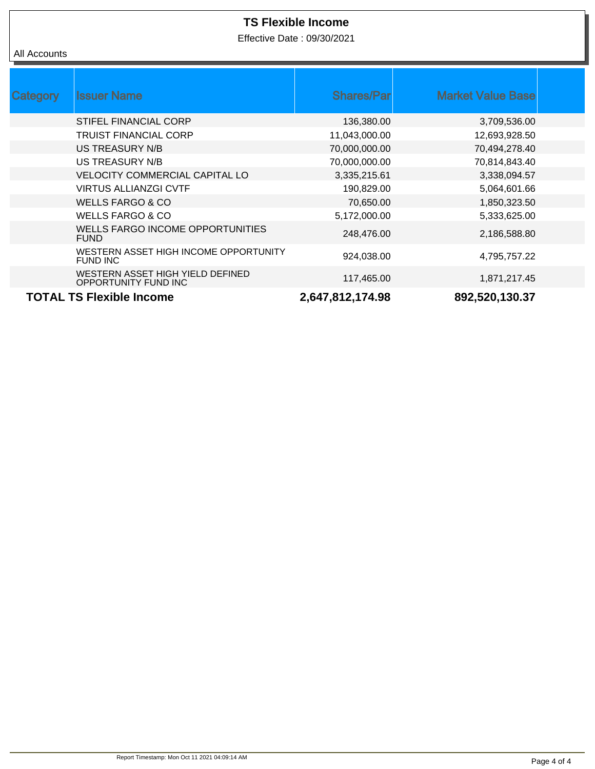# TS Flexible Income

Effective Date : 09/30/2021

All Accounts

| Category | Issuer Name | Shares/Par | Market Value Base |
|---|---|---|---|
| | STIFEL FINANCIAL CORP | 136,380.00 | 3,709,536.00 |
| | TRUIST FINANCIAL CORP | 11,043,000.00 | 12,693,928.50 |
| | US TREASURY N/B | 70,000,000.00 | 70,494,278.40 |
| | US TREASURY N/B | 70,000,000.00 | 70,814,843.40 |
| | VELOCITY COMMERCIAL CAPITAL LO | 3,335,215.61 | 3,338,094.57 |
| | VIRTUS ALLIANZGI CVTF | 190,829.00 | 5,064,601.66 |
| | WELLS FARGO & CO | 70,650.00 | 1,850,323.50 |
| | WELLS FARGO & CO | 5,172,000.00 | 5,333,625.00 |
| | WELLS FARGO INCOME OPPORTUNITIES FUND | 248,476.00 | 2,186,588.80 |
| | WESTERN ASSET HIGH INCOME OPPORTUNITY FUND INC | 924,038.00 | 4,795,757.22 |
| | WESTERN ASSET HIGH YIELD DEFINED OPPORTUNITY FUND INC | 117,465.00 | 1,871,217.45 |
| **TOTAL TS Flexible Income** | | **2,647,812,174.98** | **892,520,130.37** |

Report Timestamp: Mon Oct 11 2021 04:09:14 AM